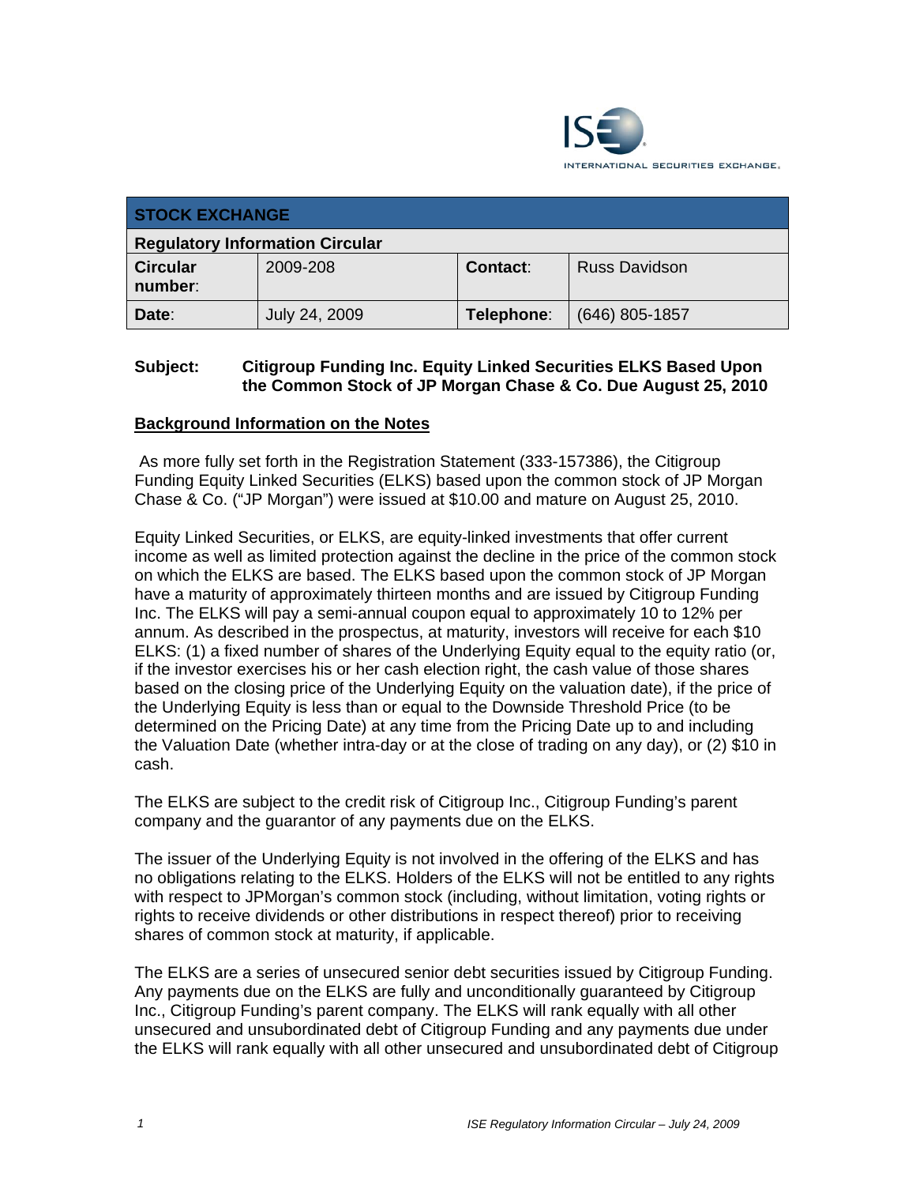| STOCK EXCHANGE | | | |
|---|---|---|---|
| **Regulatory Information Circular** | | | |
| **Circular number**: | 2009-208 | **Contact**: | Russ Davidson |
| **Date**: | July 24, 2009 | **Telephone**: | (646) 805-1857 |

**Subject: Citigroup Funding Inc. Equity Linked Securities ELKS Based Upon the Common Stock of JP Morgan Chase & Co. Due August 25, 2010**

## Background Information on the Notes

As more fully set forth in the Registration Statement (333-157386), the Citigroup Funding Equity Linked Securities (ELKS) based upon the common stock of JP Morgan Chase & Co. ("JP Morgan") were issued at $10.00 and mature on August 25, 2010.

Equity Linked Securities, or ELKS, are equity-linked investments that offer current income as well as limited protection against the decline in the price of the common stock on which the ELKS are based. The ELKS based upon the common stock of JP Morgan have a maturity of approximately thirteen months and are issued by Citigroup Funding Inc. The ELKS will pay a semi-annual coupon equal to approximately 10 to 12% per annum. As described in the prospectus, at maturity, investors will receive for each $10 ELKS: (1) a fixed number of shares of the Underlying Equity equal to the equity ratio (or, if the investor exercises his or her cash election right, the cash value of those shares based on the closing price of the Underlying Equity on the valuation date), if the price of the Underlying Equity is less than or equal to the Downside Threshold Price (to be determined on the Pricing Date) at any time from the Pricing Date up to and including the Valuation Date (whether intra-day or at the close of trading on any day), or (2) $10 in cash.

The ELKS are subject to the credit risk of Citigroup Inc., Citigroup Funding's parent company and the guarantor of any payments due on the ELKS.

The issuer of the Underlying Equity is not involved in the offering of the ELKS and has no obligations relating to the ELKS. Holders of the ELKS will not be entitled to any rights with respect to JPMorgan's common stock (including, without limitation, voting rights or rights to receive dividends or other distributions in respect thereof) prior to receiving shares of common stock at maturity, if applicable.

The ELKS are a series of unsecured senior debt securities issued by Citigroup Funding. Any payments due on the ELKS are fully and unconditionally guaranteed by Citigroup Inc., Citigroup Funding's parent company. The ELKS will rank equally with all other unsecured and unsubordinated debt of Citigroup Funding and any payments due under the ELKS will rank equally with all other unsecured and unsubordinated debt of Citigroup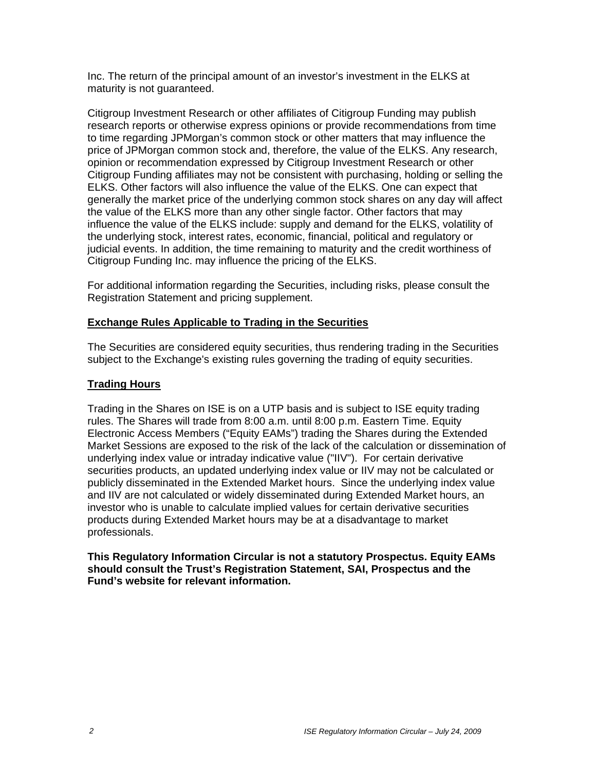Inc. The return of the principal amount of an investor's investment in the ELKS at maturity is not guaranteed.

Citigroup Investment Research or other affiliates of Citigroup Funding may publish research reports or otherwise express opinions or provide recommendations from time to time regarding JPMorgan's common stock or other matters that may influence the price of JPMorgan common stock and, therefore, the value of the ELKS. Any research, opinion or recommendation expressed by Citigroup Investment Research or other Citigroup Funding affiliates may not be consistent with purchasing, holding or selling the ELKS. Other factors will also influence the value of the ELKS. One can expect that generally the market price of the underlying common stock shares on any day will affect the value of the ELKS more than any other single factor. Other factors that may influence the value of the ELKS include: supply and demand for the ELKS, volatility of the underlying stock, interest rates, economic, financial, political and regulatory or judicial events. In addition, the time remaining to maturity and the credit worthiness of Citigroup Funding Inc. may influence the pricing of the ELKS.

For additional information regarding the Securities, including risks, please consult the Registration Statement and pricing supplement.

**Exchange Rules Applicable to Trading in the Securities**

The Securities are considered equity securities, thus rendering trading in the Securities subject to the Exchange's existing rules governing the trading of equity securities.

**Trading Hours**

Trading in the Shares on ISE is on a UTP basis and is subject to ISE equity trading rules. The Shares will trade from 8:00 a.m. until 8:00 p.m. Eastern Time. Equity Electronic Access Members ("Equity EAMs") trading the Shares during the Extended Market Sessions are exposed to the risk of the lack of the calculation or dissemination of underlying index value or intraday indicative value ("IIV"). For certain derivative securities products, an updated underlying index value or IIV may not be calculated or publicly disseminated in the Extended Market hours. Since the underlying index value and IIV are not calculated or widely disseminated during Extended Market hours, an investor who is unable to calculate implied values for certain derivative securities products during Extended Market hours may be at a disadvantage to market professionals.

**This Regulatory Information Circular is not a statutory Prospectus. Equity EAMs should consult the Trust's Registration Statement, SAI, Prospectus and the Fund's website for relevant information.**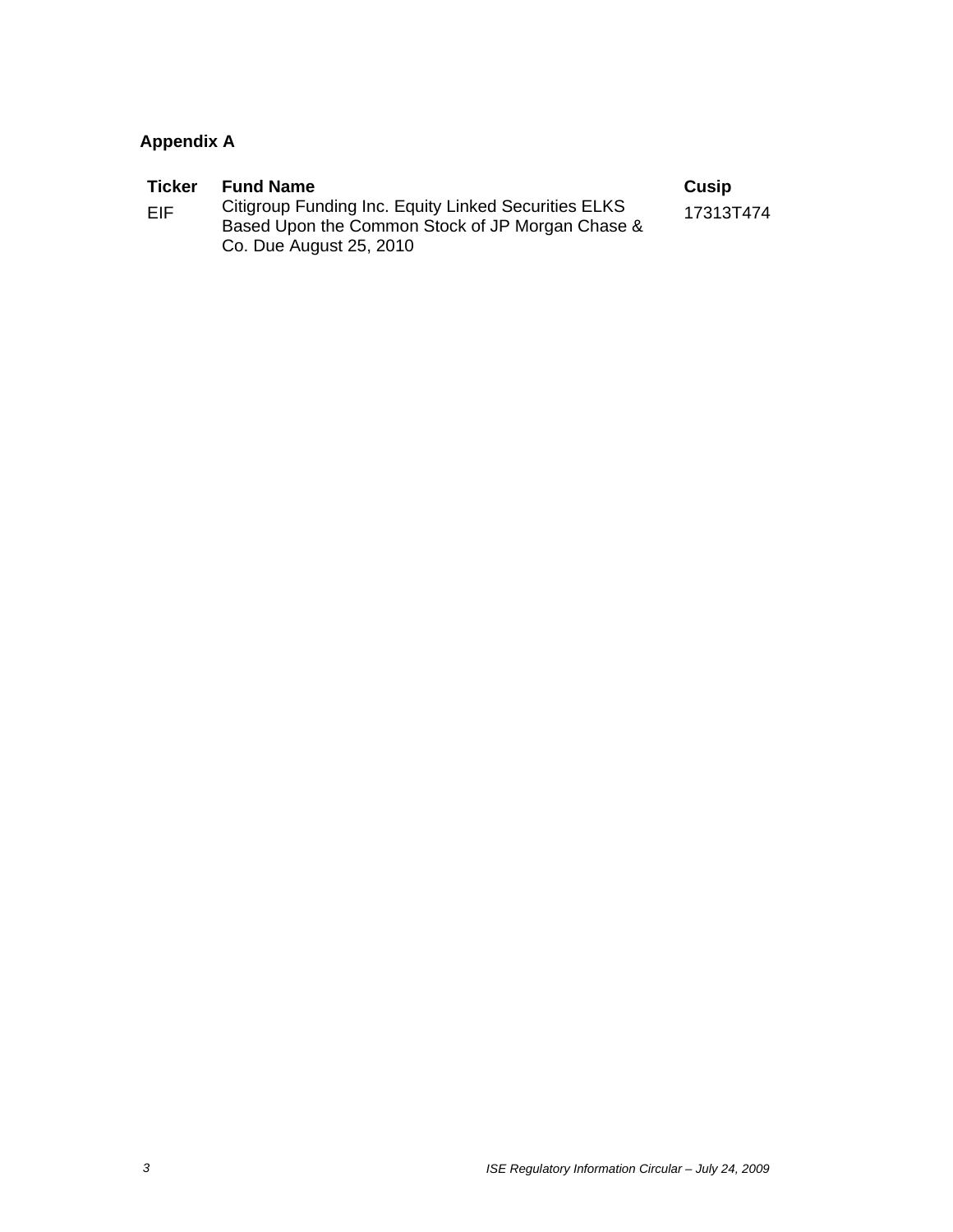**Appendix A**

| Ticker | Fund Name | Cusip |
|---|---|---|
| EIF | Citigroup Funding Inc. Equity Linked Securities ELKS Based Upon the Common Stock of JP Morgan Chase & Co. Due August 25, 2010 | 17313T474 |